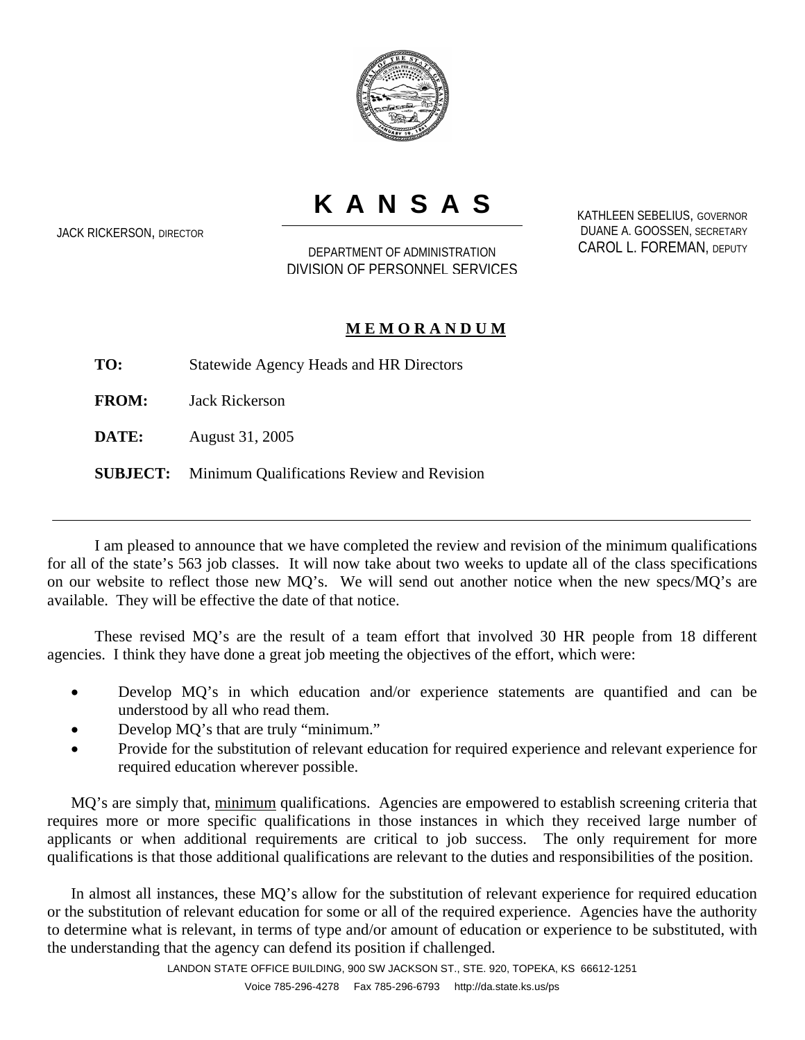# K A N S A S

JACK RICKERSON, DIRECTOR

DEPARTMENT OF ADMINISTRATION
DIVISION OF PERSONNEL SERVICES

KATHLEEN SEBELIUS, GOVERNOR
DUANE A. GOOSSEN, SECRETARY
CAROL L. FOREMAN, DEPUTY

## MEMORANDUM

**TO:** Statewide Agency Heads and HR Directors

**FROM:** Jack Rickerson

**DATE:** August 31, 2005

**SUBJECT:** Minimum Qualifications Review and Revision

---

I am pleased to announce that we have completed the review and revision of the minimum qualifications for all of the state's 563 job classes. It will now take about two weeks to update all of the class specifications on our website to reflect those new MQ's. We will send out another notice when the new specs/MQ's are available. They will be effective the date of that notice.

These revised MQ's are the result of a team effort that involved 30 HR people from 18 different agencies. I think they have done a great job meeting the objectives of the effort, which were:

- Develop MQ's in which education and/or experience statements are quantified and can be understood by all who read them.
- Develop MQ's that are truly "minimum."
- Provide for the substitution of relevant education for required experience and relevant experience for required education wherever possible.

MQ's are simply that, minimum qualifications. Agencies are empowered to establish screening criteria that requires more or more specific qualifications in those instances in which they received large number of applicants or when additional requirements are critical to job success. The only requirement for more qualifications is that those additional qualifications are relevant to the duties and responsibilities of the position.

In almost all instances, these MQ's allow for the substitution of relevant experience for required education or the substitution of relevant education for some or all of the required experience. Agencies have the authority to determine what is relevant, in terms of type and/or amount of education or experience to be substituted, with the understanding that the agency can defend its position if challenged.

LANDON STATE OFFICE BUILDING, 900 SW JACKSON ST., STE. 920, TOPEKA, KS 66612-1251
Voice 785-296-4278 Fax 785-296-6793 http://da.state.ks.us/ps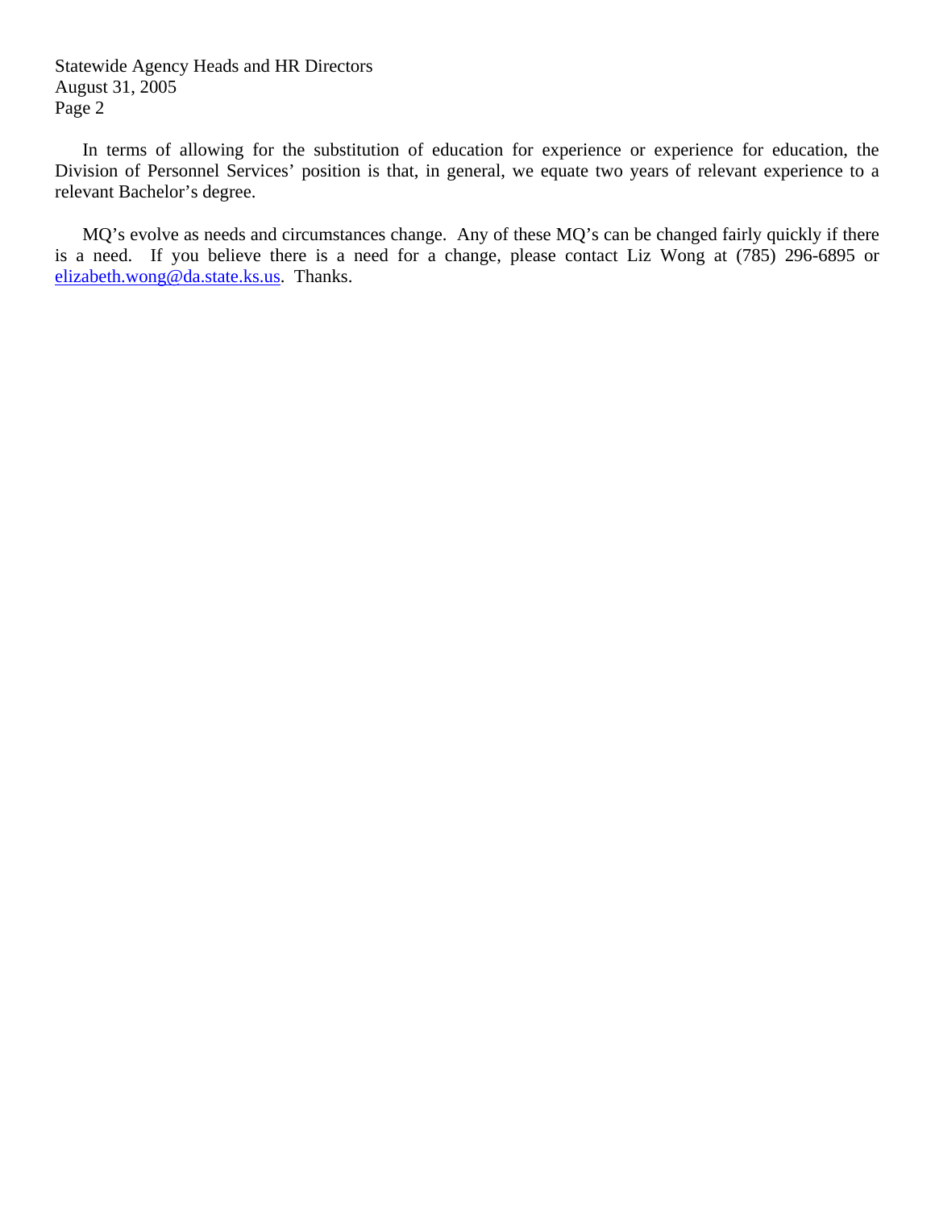In terms of allowing for the substitution of education for experience or experience for education, the Division of Personnel Services' position is that, in general, we equate two years of relevant experience to a relevant Bachelor's degree.

MQ's evolve as needs and circumstances change. Any of these MQ's can be changed fairly quickly if there is a need. If you believe there is a need for a change, please contact Liz Wong at (785) 296-6895 or elizabeth.wong@da.state.ks.us. Thanks.